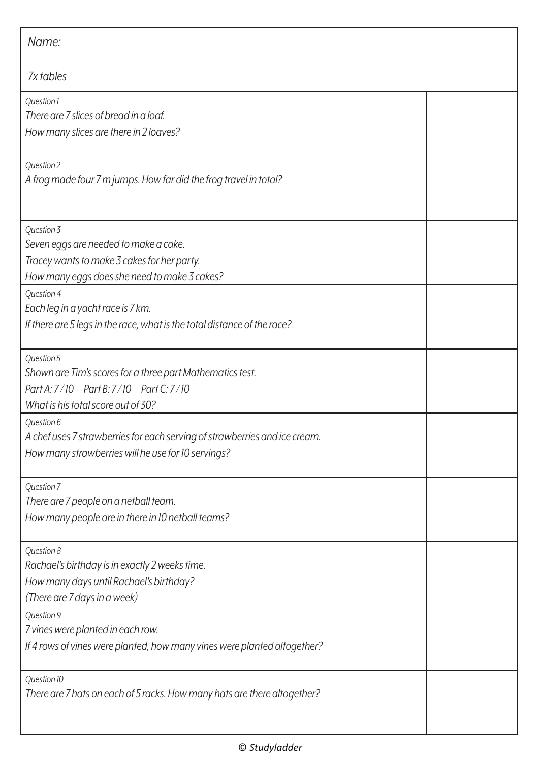Name:

7x tables

| Question | Answer |
| --- | --- |
| Question 1<br>There are 7 slices of bread in a loaf.<br>How many slices are there in 2 loaves? | |
| Question 2<br>A frog made four 7 m jumps. How far did the frog travel in total? | |
| Question 3<br>Seven eggs are needed to make a cake.<br>Tracey wants to make 3 cakes for her party.<br>How many eggs does she need to make 3 cakes? | |
| Question 4<br>Each leg in a yacht race is 7 km.<br>If there are 5 legs in the race, what is the total distance of the race? | |
| Question 5<br>Shown are Tim's scores for a three part Mathematics test.<br>Part A: 7/10 Part B: 7/10 Part C: 7/10<br>What is his total score out of 30? | |
| Question 6<br>A chef uses 7 strawberries for each serving of strawberries and ice cream.<br>How many strawberries will he use for 10 servings? | |
| Question 7<br>There are 7 people on a netball team.<br>How many people are in there in 10 netball teams? | |
| Question 8<br>Rachael's birthday is in exactly 2 weeks time.<br>How many days until Rachael's birthday?<br>(There are 7 days in a week) | |
| Question 9<br>7 vines were planted in each row.<br>If 4 rows of vines were planted, how many vines were planted altogether? | |
| Question 10<br>There are 7 hats on each of 5 racks. How many hats are there altogether? | |

© Studyladder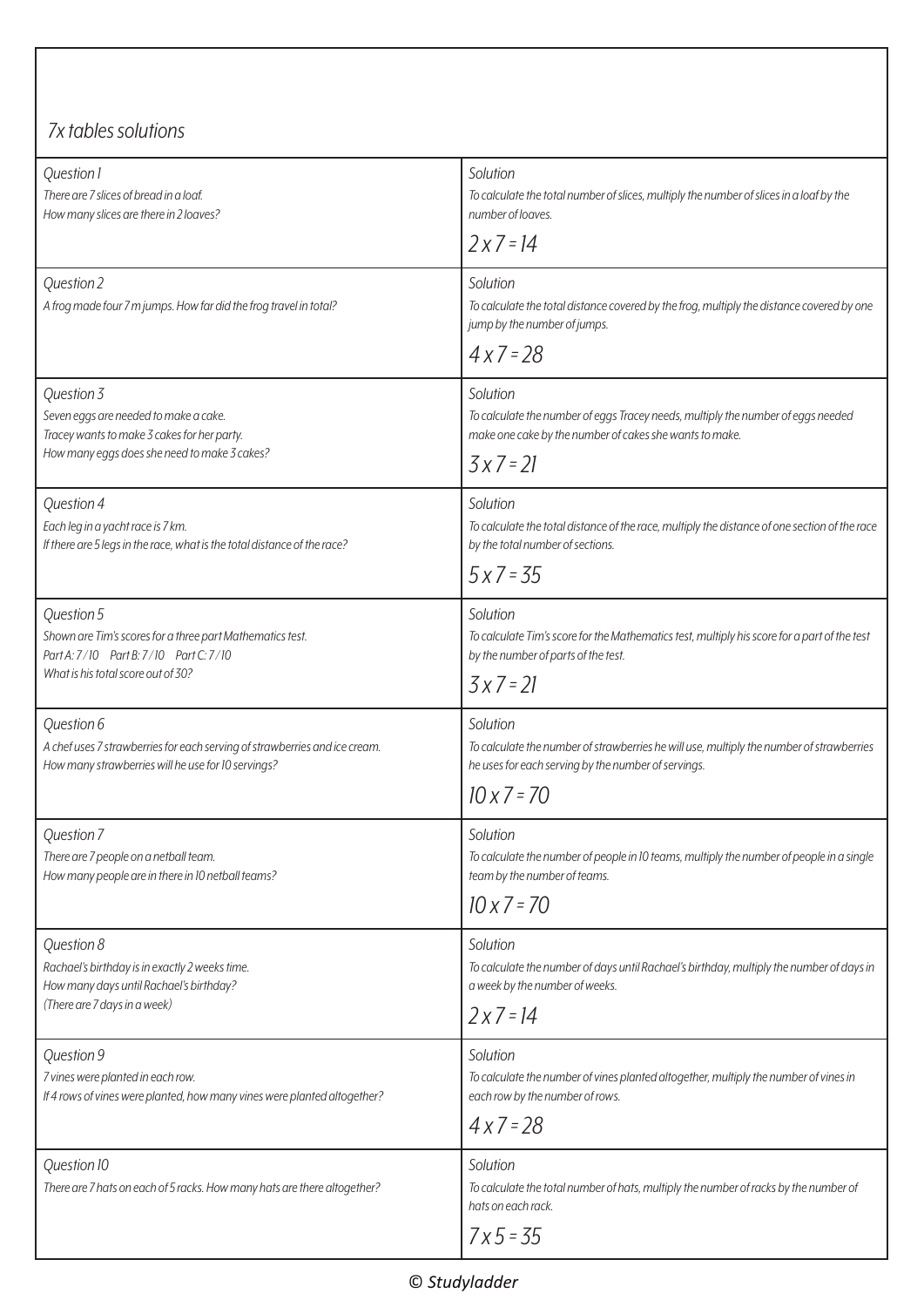# 7x tables solutions

| | |
|---|---|
| Question 1<br>There are 7 slices of bread in a loaf.<br>How many slices are there in 2 loaves? | Solution<br>To calculate the total number of slices, multiply the number of slices in a loaf by the number of loaves.<br>$2 \times 7 = 14$ |
| Question 2<br>A frog made four 7 m jumps. How far did the frog travel in total? | Solution<br>To calculate the total distance covered by the frog, multiply the distance covered by one jump by the number of jumps.<br>$4 \times 7 = 28$ |
| Question 3<br>Seven eggs are needed to make a cake.<br>Tracey wants to make 3 cakes for her party.<br>How many eggs does she need to make 3 cakes? | Solution<br>To calculate the number of eggs Tracey needs, multiply the number of eggs needed make one cake by the number of cakes she wants to make.<br>$3 \times 7 = 21$ |
| Question 4<br>Each leg in a yacht race is 7 km.<br>If there are 5 legs in the race, what is the total distance of the race? | Solution<br>To calculate the total distance of the race, multiply the distance of one section of the race by the total number of sections.<br>$5 \times 7 = 35$ |
| Question 5<br>Shown are Tim's scores for a three part Mathematics test.<br>Part A: 7/10 Part B: 7/10 Part C: 7/10<br>What is his total score out of 30? | Solution<br>To calculate Tim's score for the Mathematics test, multiply his score for a part of the test by the number of parts of the test.<br>$3 \times 7 = 21$ |
| Question 6<br>A chef uses 7 strawberries for each serving of strawberries and ice cream.<br>How many strawberries will he use for 10 servings? | Solution<br>To calculate the number of strawberries he will use, multiply the number of strawberries he uses for each serving by the number of servings.<br>$10 \times 7 = 70$ |
| Question 7<br>There are 7 people on a netball team.<br>How many people are in there in 10 netball teams? | Solution<br>To calculate the number of people in 10 teams, multiply the number of people in a single team by the number of teams.<br>$10 \times 7 = 70$ |
| Question 8<br>Rachael's birthday is in exactly 2 weeks time.<br>How many days until Rachael's birthday?<br>(There are 7 days in a week) | Solution<br>To calculate the number of days until Rachael's birthday, multiply the number of days in a week by the number of weeks.<br>$2 \times 7 = 14$ |
| Question 9<br>7 vines were planted in each row.<br>If 4 rows of vines were planted, how many vines were planted altogether? | Solution<br>To calculate the number of vines planted altogether, multiply the number of vines in each row by the number of rows.<br>$4 \times 7 = 28$ |
| Question 10<br>There are 7 hats on each of 5 racks. How many hats are there altogether? | Solution<br>To calculate the total number of hats, multiply the number of racks by the number of hats on each rack.<br>$7 \times 5 = 35$ |

© Studyladder